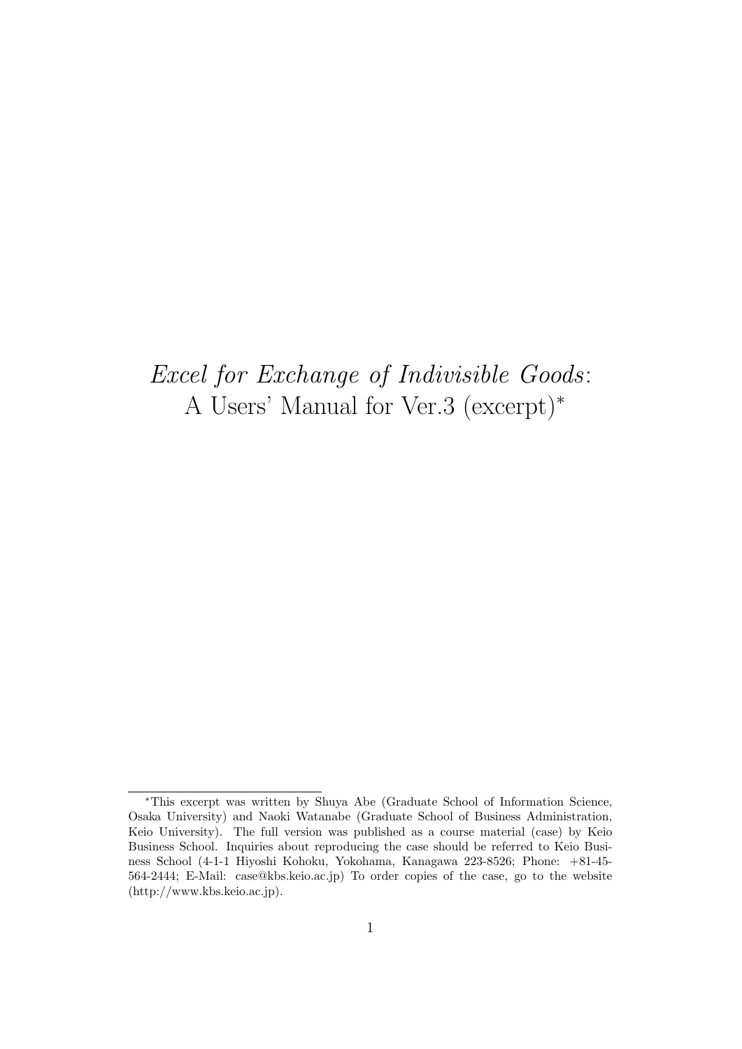# *Excel for Exchange of Indivisible Goods*: A Users' Manual for Ver.3 (excerpt)*

---

*This excerpt was written by Shuya Abe (Graduate School of Information Science, Osaka University) and Naoki Watanabe (Graduate School of Business Administration, Keio University). The full version was published as a course material (case) by Keio Business School. Inquiries about reproducing the case should be referred to Keio Business School (4-1-1 Hiyoshi Kohoku, Yokohama, Kanagawa 223-8526; Phone: +81-45-564-2444; E-Mail: case@kbs.keio.ac.jp) To order copies of the case, go to the website (http://www.kbs.keio.ac.jp).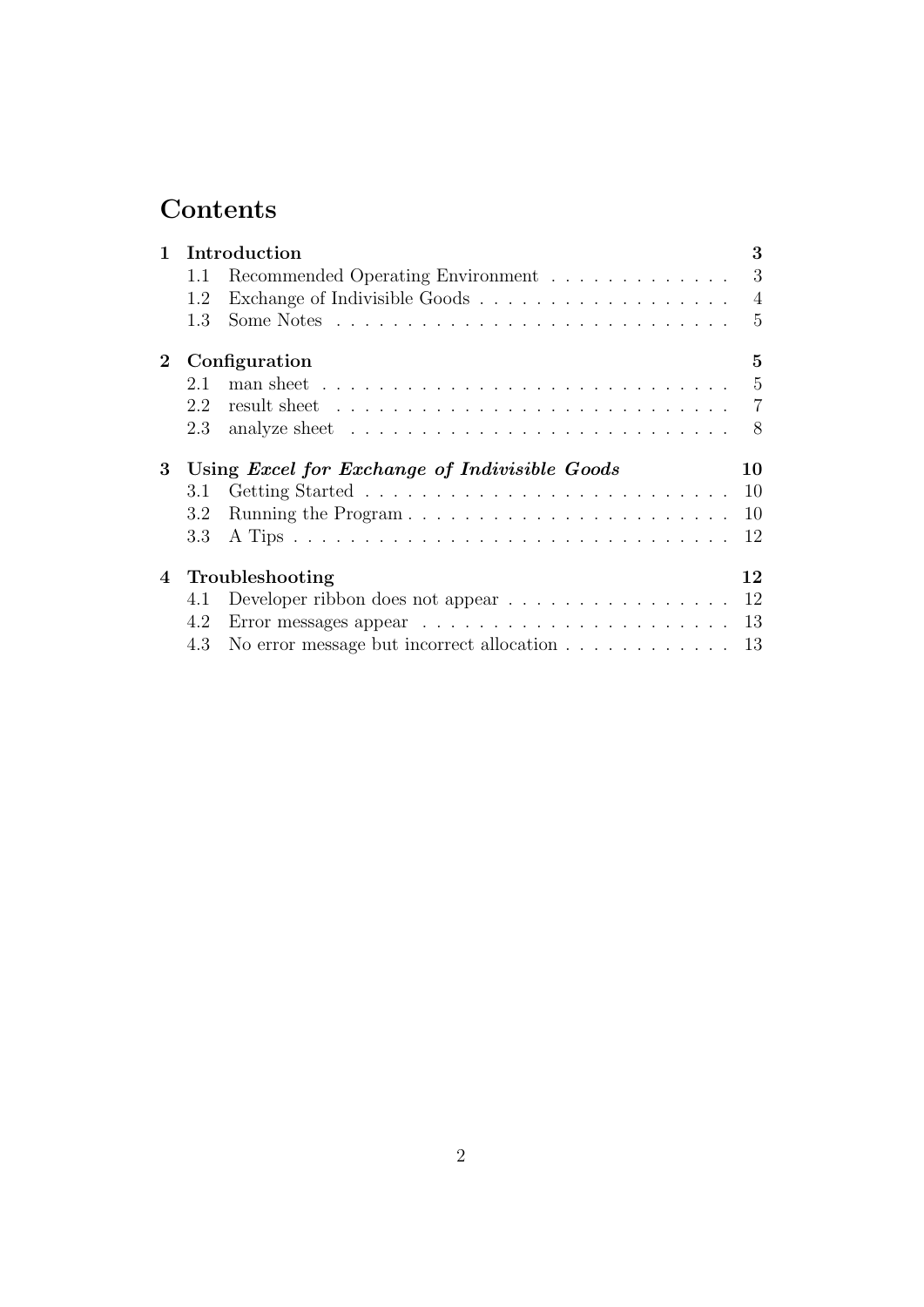# Contents

**1 Introduction** — 3
- 1.1 Recommended Operating Environment — 3
- 1.2 Exchange of Indivisible Goods — 4
- 1.3 Some Notes — 5

**2 Configuration** — 5
- 2.1 man sheet — 5
- 2.2 result sheet — 7
- 2.3 analyze sheet — 8

**3 Using *Excel for Exchange of Indivisible Goods*** — 10
- 3.1 Getting Started — 10
- 3.2 Running the Program — 10
- 3.3 A Tips — 12

**4 Troubleshooting** — 12
- 4.1 Developer ribbon does not appear — 12
- 4.2 Error messages appear — 13
- 4.3 No error message but incorrect allocation — 13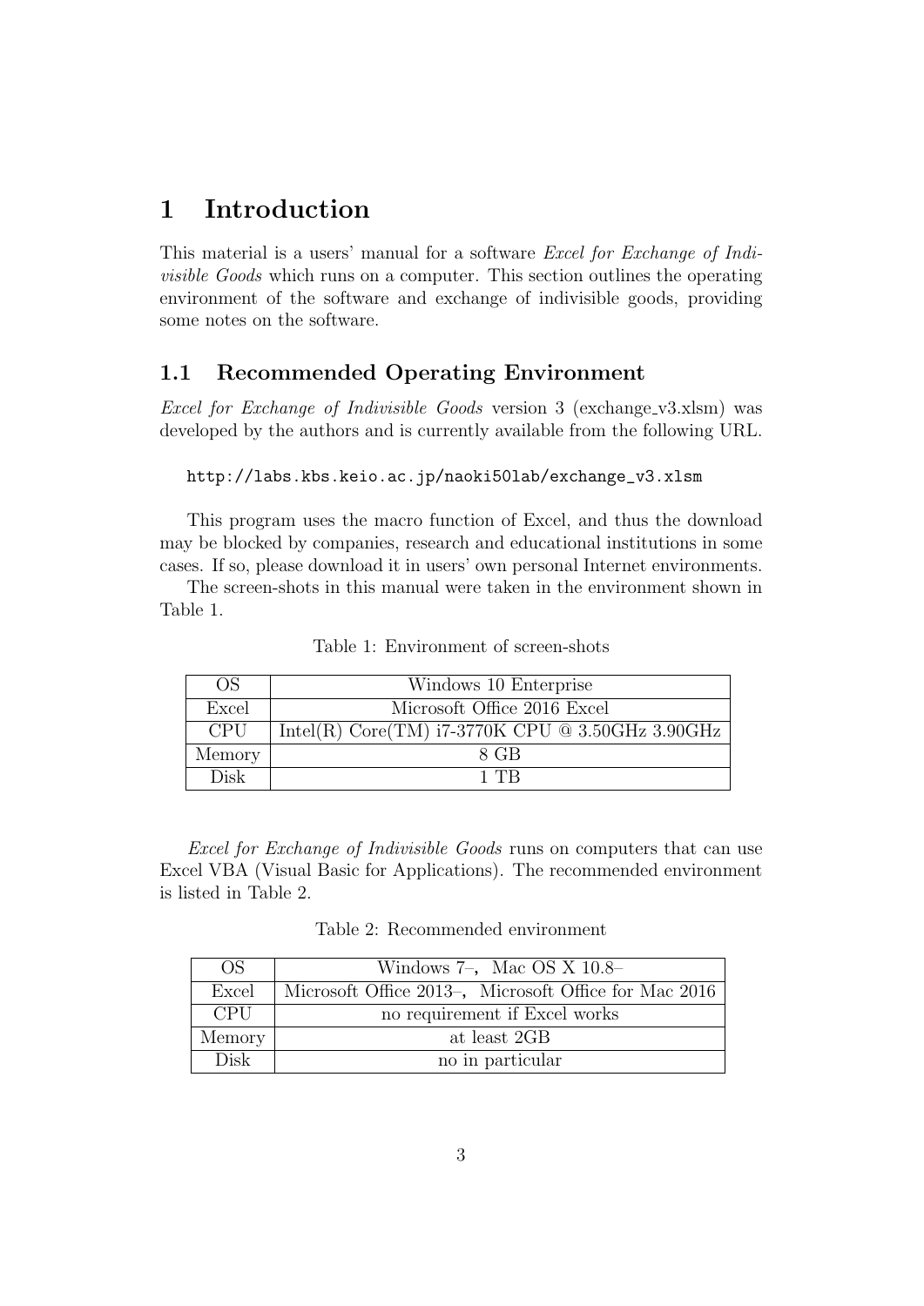# 1 Introduction

This material is a users' manual for a software *Excel for Exchange of Indivisible Goods* which runs on a computer. This section outlines the operating environment of the software and exchange of indivisible goods, providing some notes on the software.

## 1.1 Recommended Operating Environment

*Excel for Exchange of Indivisible Goods* version 3 (exchange_v3.xlsm) was developed by the authors and is currently available from the following URL.

```
http://labs.kbs.keio.ac.jp/naoki50lab/exchange_v3.xlsm
```

This program uses the macro function of Excel, and thus the download may be blocked by companies, research and educational institutions in some cases. If so, please download it in users' own personal Internet environments.

The screen-shots in this manual were taken in the environment shown in Table 1.

Table 1: Environment of screen-shots

| OS | Windows 10 Enterprise |
|---|---|
| Excel | Microsoft Office 2016 Excel |
| CPU | Intel(R) Core(TM) i7-3770K CPU @ 3.50GHz 3.90GHz |
| Memory | 8 GB |
| Disk | 1 TB |

*Excel for Exchange of Indivisible Goods* runs on computers that can use Excel VBA (Visual Basic for Applications). The recommended environment is listed in Table 2.

Table 2: Recommended environment

| OS | Windows 7–, Mac OS X 10.8– |
|---|---|
| Excel | Microsoft Office 2013–, Microsoft Office for Mac 2016 |
| CPU | no requirement if Excel works |
| Memory | at least 2GB |
| Disk | no in particular |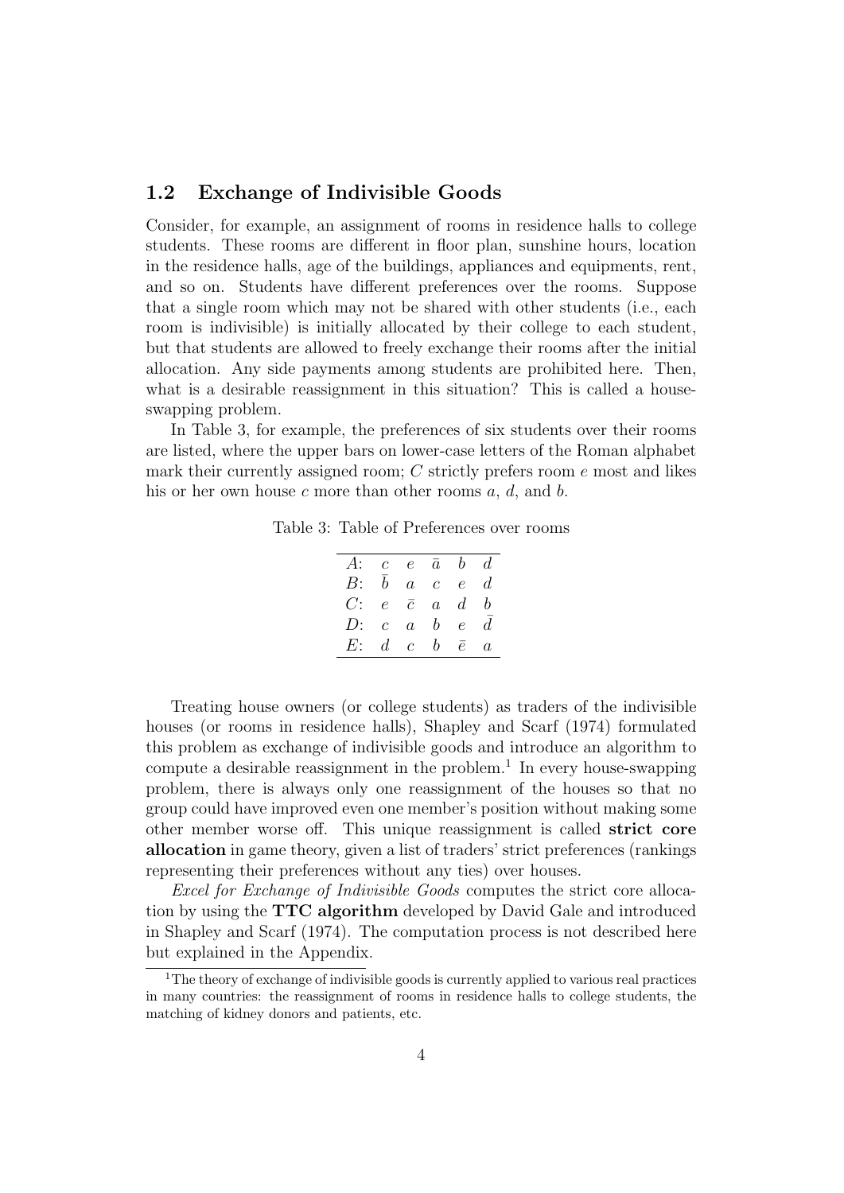## 1.2 Exchange of Indivisible Goods

Consider, for example, an assignment of rooms in residence halls to college students. These rooms are different in floor plan, sunshine hours, location in the residence halls, age of the buildings, appliances and equipments, rent, and so on. Students have different preferences over the rooms. Suppose that a single room which may not be shared with other students (i.e., each room is indivisible) is initially allocated by their college to each student, but that students are allowed to freely exchange their rooms after the initial allocation. Any side payments among students are prohibited here. Then, what is a desirable reassignment in this situation? This is called a house-swapping problem.

In Table 3, for example, the preferences of six students over their rooms are listed, where the upper bars on lower-case letters of the Roman alphabet mark their currently assigned room; $C$ strictly prefers room $e$ most and likes his or her own house $c$ more than other rooms $a$, $d$, and $b$.

Table 3: Table of Preferences over rooms

| | | | | | |
|---|---|---|---|---|---|
| $A$: | $c$ | $e$ | $\bar{a}$ | $b$ | $d$ |
| $B$: | $\bar{b}$ | $a$ | $c$ | $e$ | $d$ |
| $C$: | $e$ | $\bar{c}$ | $a$ | $d$ | $b$ |
| $D$: | $c$ | $a$ | $b$ | $e$ | $\bar{d}$ |
| $E$: | $d$ | $c$ | $b$ | $\bar{e}$ | $a$ |

Treating house owners (or college students) as traders of the indivisible houses (or rooms in residence halls), Shapley and Scarf (1974) formulated this problem as exchange of indivisible goods and introduce an algorithm to compute a desirable reassignment in the problem.[1] In every house-swapping problem, there is always only one reassignment of the houses so that no group could have improved even one member's position without making some other member worse off. This unique reassignment is called **strict core allocation** in game theory, given a list of traders' strict preferences (rankings representing their preferences without any ties) over houses.

*Excel for Exchange of Indivisible Goods* computes the strict core allocation by using the **TTC algorithm** developed by David Gale and introduced in Shapley and Scarf (1974). The computation process is not described here but explained in the Appendix.

[1] The theory of exchange of indivisible goods is currently applied to various real practices in many countries: the reassignment of rooms in residence halls to college students, the matching of kidney donors and patients, etc.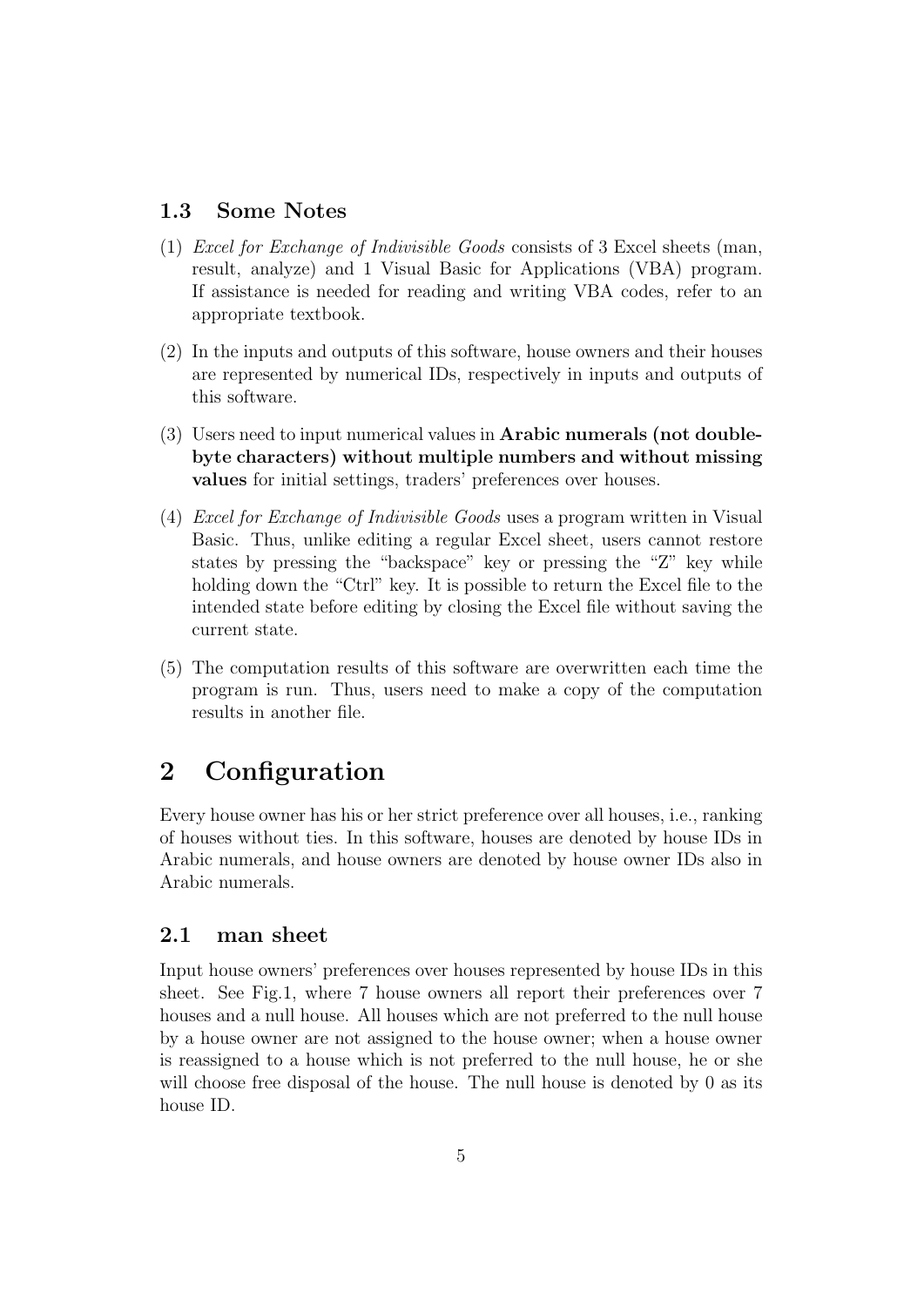### 1.3 Some Notes

(1) *Excel for Exchange of Indivisible Goods* consists of 3 Excel sheets (man, result, analyze) and 1 Visual Basic for Applications (VBA) program. If assistance is needed for reading and writing VBA codes, refer to an appropriate textbook.

(2) In the inputs and outputs of this software, house owners and their houses are represented by numerical IDs, respectively in inputs and outputs of this software.

(3) Users need to input numerical values in **Arabic numerals (not double-byte characters) without multiple numbers and without missing values** for initial settings, traders' preferences over houses.

(4) *Excel for Exchange of Indivisible Goods* uses a program written in Visual Basic. Thus, unlike editing a regular Excel sheet, users cannot restore states by pressing the "backspace" key or pressing the "Z" key while holding down the "Ctrl" key. It is possible to return the Excel file to the intended state before editing by closing the Excel file without saving the current state.

(5) The computation results of this software are overwritten each time the program is run. Thus, users need to make a copy of the computation results in another file.

## 2 Configuration

Every house owner has his or her strict preference over all houses, i.e., ranking of houses without ties. In this software, houses are denoted by house IDs in Arabic numerals, and house owners are denoted by house owner IDs also in Arabic numerals.

### 2.1 man sheet

Input house owners' preferences over houses represented by house IDs in this sheet. See Fig.1, where 7 house owners all report their preferences over 7 houses and a null house. All houses which are not preferred to the null house by a house owner are not assigned to the house owner; when a house owner is reassigned to a house which is not preferred to the null house, he or she will choose free disposal of the house. The null house is denoted by 0 as its house ID.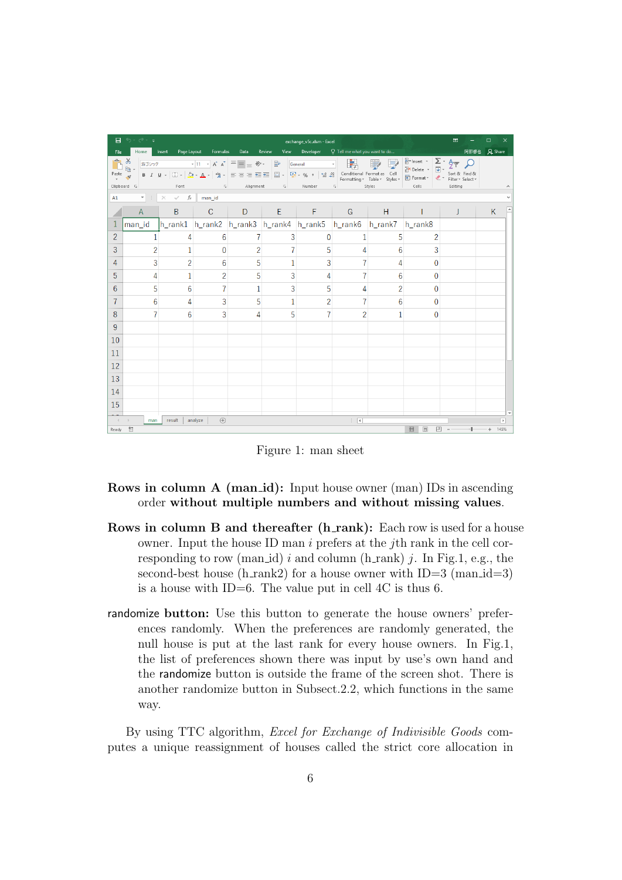| | A | B | C | D | E | F | G | H | I |
|---|---|---|---|---|---|---|---|---|---|
| 1 | man_id | h_rank1 | h_rank2 | h_rank3 | h_rank4 | h_rank5 | h_rank6 | h_rank7 | h_rank8 |
| 2 | 1 | 4 | 6 | 7 | 3 | 0 | 1 | 5 | 2 |
| 3 | 2 | 1 | 0 | 2 | 7 | 5 | 4 | 6 | 3 |
| 4 | 3 | 2 | 6 | 5 | 1 | 3 | 7 | 4 | 0 |
| 5 | 4 | 1 | 2 | 5 | 3 | 4 | 7 | 6 | 0 |
| 6 | 5 | 6 | 7 | 1 | 3 | 5 | 4 | 2 | 0 |
| 7 | 6 | 4 | 3 | 5 | 1 | 2 | 7 | 6 | 0 |
| 8 | 7 | 6 | 3 | 4 | 5 | 7 | 2 | 1 | 0 |

Figure 1: man sheet

**Rows in column A (man_id):** Input house owner (man) IDs in ascending order **without multiple numbers and without missing values**.

**Rows in column B and thereafter (h_rank):** Each row is used for a house owner. Input the house ID man $i$ prefers at the $j$th rank in the cell corresponding to row (man_id) $i$ and column (h_rank) $j$. In Fig.1, e.g., the second-best house (h_rank2) for a house owner with ID=3 (man_id=3) is a house with ID=6. The value put in cell 4C is thus 6.

**randomize button:** Use this button to generate the house owners' preferences randomly. When the preferences are randomly generated, the null house is put at the last rank for every house owners. In Fig.1, the list of preferences shown there was input by use's own hand and the randomize button is outside the frame of the screen shot. There is another randomize button in Subsect.2.2, which functions in the same way.

By using TTC algorithm, *Excel for Exchange of Indivisible Goods* computes a unique reassignment of houses called the strict core allocation in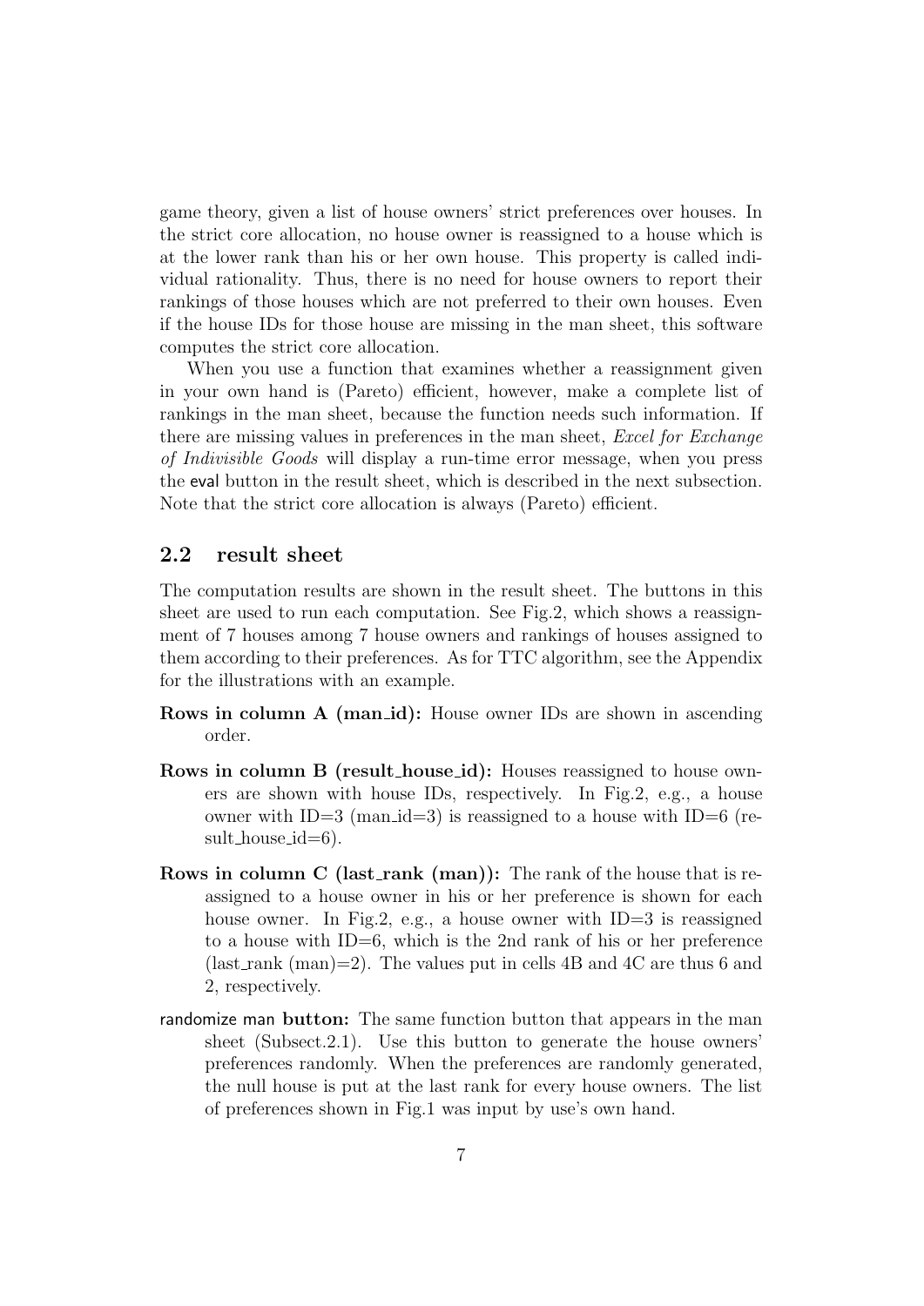game theory, given a list of house owners' strict preferences over houses. In the strict core allocation, no house owner is reassigned to a house which is at the lower rank than his or her own house. This property is called individual rationality. Thus, there is no need for house owners to report their rankings of those houses which are not preferred to their own houses. Even if the house IDs for those house are missing in the man sheet, this software computes the strict core allocation.

When you use a function that examines whether a reassignment given in your own hand is (Pareto) efficient, however, make a complete list of rankings in the man sheet, because the function needs such information. If there are missing values in preferences in the man sheet, *Excel for Exchange of Indivisible Goods* will display a run-time error message, when you press the eval button in the result sheet, which is described in the next subsection. Note that the strict core allocation is always (Pareto) efficient.

## 2.2 result sheet

The computation results are shown in the result sheet. The buttons in this sheet are used to run each computation. See Fig.2, which shows a reassignment of 7 houses among 7 house owners and rankings of houses assigned to them according to their preferences. As for TTC algorithm, see the Appendix for the illustrations with an example.

**Rows in column A (man_id):** House owner IDs are shown in ascending order.

**Rows in column B (result_house_id):** Houses reassigned to house owners are shown with house IDs, respectively. In Fig.2, e.g., a house owner with ID=3 (man_id=3) is reassigned to a house with ID=6 (result_house_id=6).

**Rows in column C (last_rank (man)):** The rank of the house that is reassigned to a house owner in his or her preference is shown for each house owner. In Fig.2, e.g., a house owner with ID=3 is reassigned to a house with ID=6, which is the 2nd rank of his or her preference (last_rank (man)=2). The values put in cells 4B and 4C are thus 6 and 2, respectively.

randomize man **button:** The same function button that appears in the man sheet (Subsect.2.1). Use this button to generate the house owners' preferences randomly. When the preferences are randomly generated, the null house is put at the last rank for every house owners. The list of preferences shown in Fig.1 was input by use's own hand.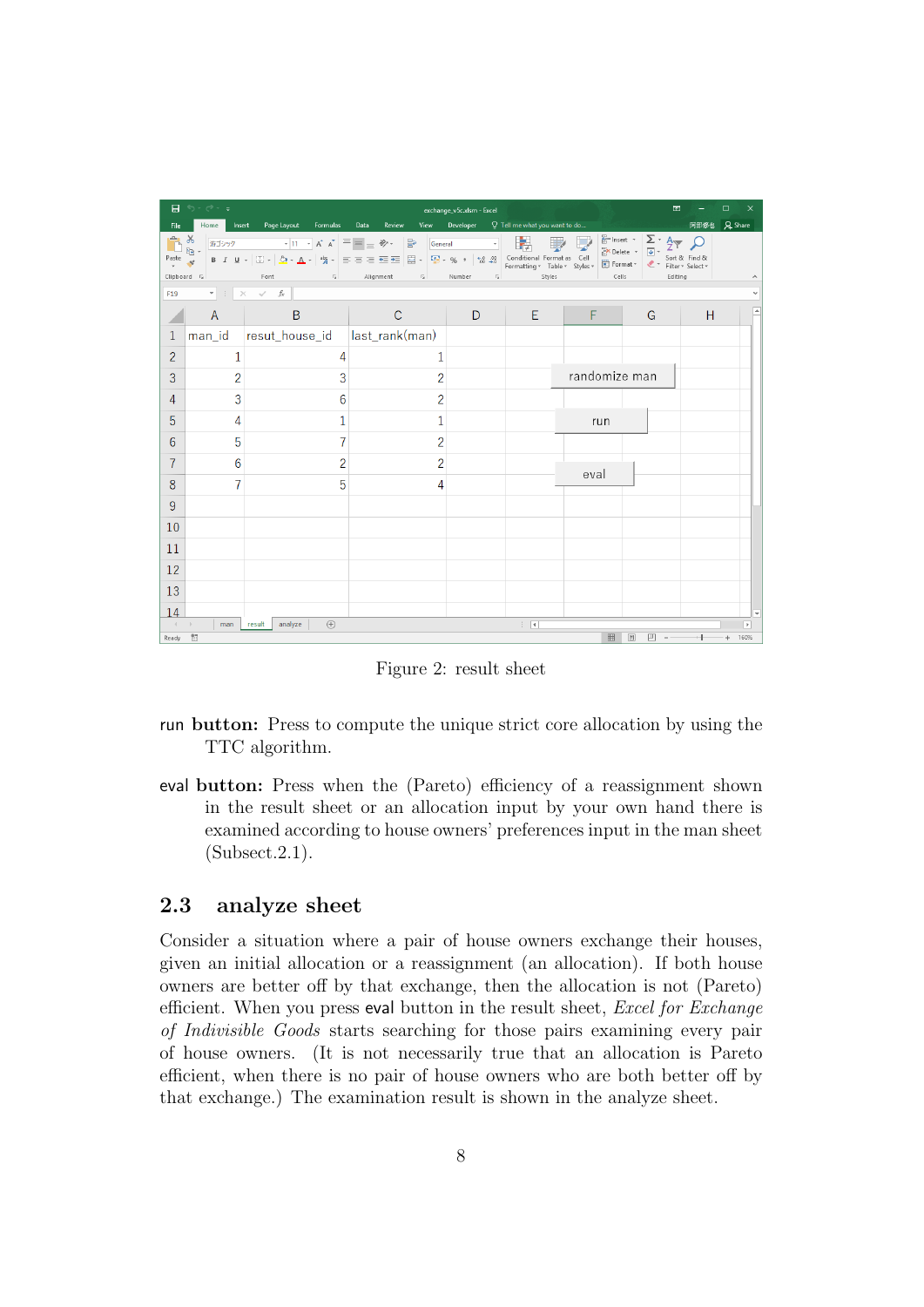Figure 2: result sheet

`run` **button:** Press to compute the unique strict core allocation by using the TTC algorithm.

`eval` **button:** Press when the (Pareto) efficiency of a reassignment shown in the result sheet or an allocation input by your own hand there is examined according to house owners' preferences input in the man sheet (Subsect.2.1).

## 2.3 analyze sheet

Consider a situation where a pair of house owners exchange their houses, given an initial allocation or a reassignment (an allocation). If both house owners are better off by that exchange, then the allocation is not (Pareto) efficient. When you press `eval` button in the result sheet, *Excel for Exchange of Indivisible Goods* starts searching for those pairs examining every pair of house owners. (It is not necessarily true that an allocation is Pareto efficient, when there is no pair of house owners who are both better off by that exchange.) The examination result is shown in the analyze sheet.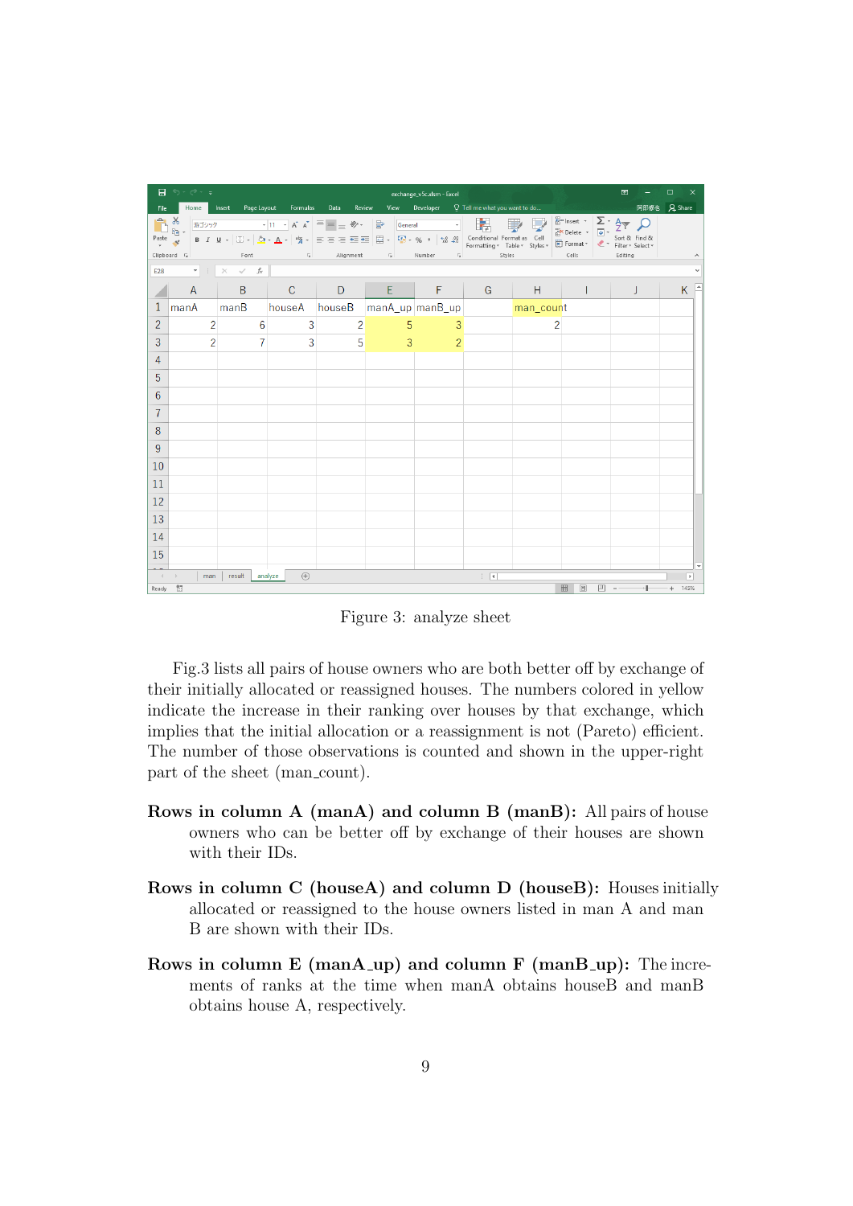| manA | manB | houseA | houseB | manA_up | manB_up | | man_count |
|---|---|---|---|---|---|---|---|
| 2 | 6 | 3 | 2 | 5 | 3 | | 2 |
| 2 | 7 | 3 | 5 | 3 | 2 | | |

Figure 3: analyze sheet

Fig.3 lists all pairs of house owners who are both better off by exchange of their initially allocated or reassigned houses. The numbers colored in yellow indicate the increase in their ranking over houses by that exchange, which implies that the initial allocation or a reassignment is not (Pareto) efficient. The number of those observations is counted and shown in the upper-right part of the sheet (man_count).

**Rows in column A (manA) and column B (manB):** All pairs of house owners who can be better off by exchange of their houses are shown with their IDs.

**Rows in column C (houseA) and column D (houseB):** Houses initially allocated or reassigned to the house owners listed in man A and man B are shown with their IDs.

**Rows in column E (manA_up) and column F (manB_up):** The increments of ranks at the time when manA obtains houseB and manB obtains house A, respectively.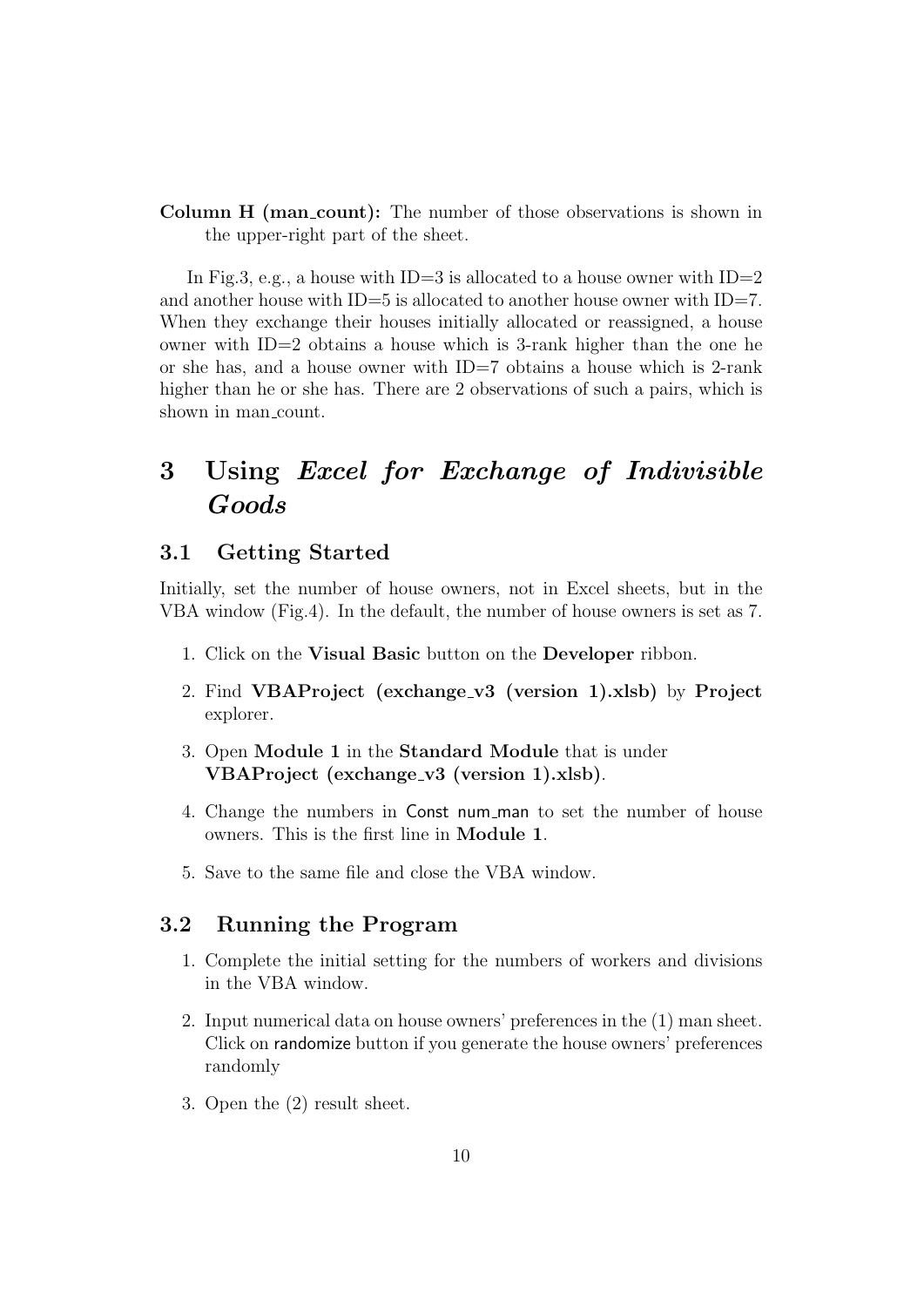**Column H (man_count):** The number of those observations is shown in the upper-right part of the sheet.

In Fig.3, e.g., a house with ID=3 is allocated to a house owner with ID=2 and another house with ID=5 is allocated to another house owner with ID=7. When they exchange their houses initially allocated or reassigned, a house owner with ID=2 obtains a house which is 3-rank higher than the one he or she has, and a house owner with ID=7 obtains a house which is 2-rank higher than he or she has. There are 2 observations of such a pairs, which is shown in man_count.

# 3 Using *Excel for Exchange of Indivisible Goods*

## 3.1 Getting Started

Initially, set the number of house owners, not in Excel sheets, but in the VBA window (Fig.4). In the default, the number of house owners is set as 7.

1. Click on the **Visual Basic** button on the **Developer** ribbon.
2. Find **VBAProject (exchange_v3 (version 1).xlsb)** by **Project** explorer.
3. Open **Module 1** in the **Standard Module** that is under **VBAProject (exchange_v3 (version 1).xlsb)**.
4. Change the numbers in `Const num_man` to set the number of house owners. This is the first line in **Module 1**.
5. Save to the same file and close the VBA window.

## 3.2 Running the Program

1. Complete the initial setting for the numbers of workers and divisions in the VBA window.
2. Input numerical data on house owners' preferences in the (1) man sheet. Click on `randomize` button if you generate the house owners' preferences randomly
3. Open the (2) result sheet.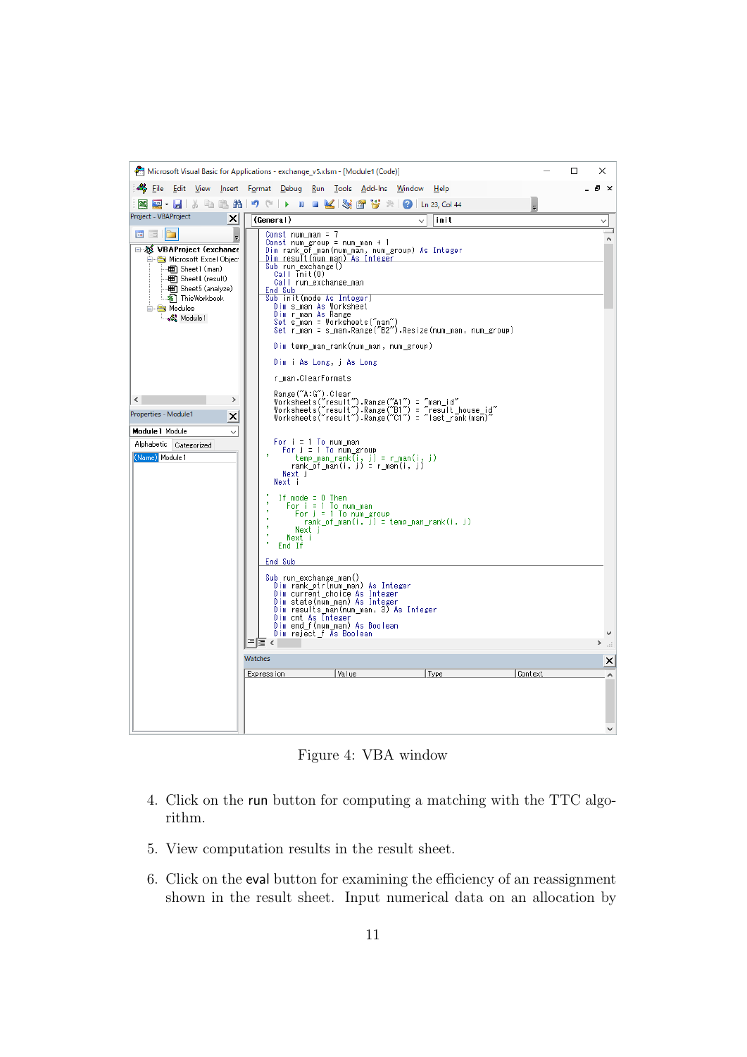Figure 4: VBA window

4. Click on the run button for computing a matching with the TTC algorithm.

5. View computation results in the result sheet.

6. Click on the eval button for examining the efficiency of an reassignment shown in the result sheet. Input numerical data on an allocation by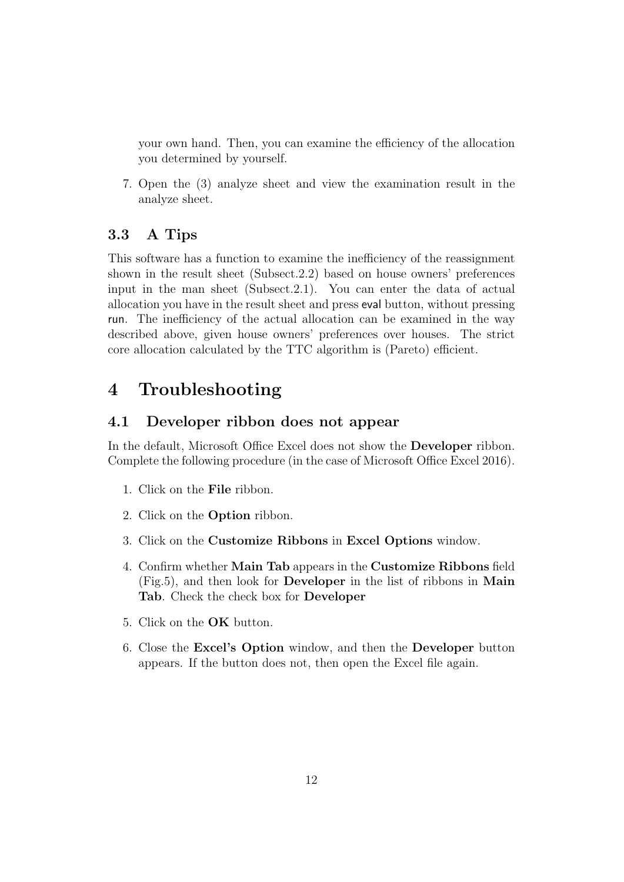your own hand. Then, you can examine the efficiency of the allocation you determined by yourself.

7. Open the (3) analyze sheet and view the examination result in the analyze sheet.

### 3.3 A Tips

This software has a function to examine the inefficiency of the reassignment shown in the result sheet (Subsect.2.2) based on house owners' preferences input in the man sheet (Subsect.2.1). You can enter the data of actual allocation you have in the result sheet and press eval button, without pressing run. The inefficiency of the actual allocation can be examined in the way described above, given house owners' preferences over houses. The strict core allocation calculated by the TTC algorithm is (Pareto) efficient.

## 4 Troubleshooting

### 4.1 Developer ribbon does not appear

In the default, Microsoft Office Excel does not show the **Developer** ribbon. Complete the following procedure (in the case of Microsoft Office Excel 2016).

1. Click on the **File** ribbon.
2. Click on the **Option** ribbon.
3. Click on the **Customize Ribbons** in **Excel Options** window.
4. Confirm whether **Main Tab** appears in the **Customize Ribbons** field (Fig.5), and then look for **Developer** in the list of ribbons in **Main Tab**. Check the check box for **Developer**
5. Click on the **OK** button.
6. Close the **Excel's Option** window, and then the **Developer** button appears. If the button does not, then open the Excel file again.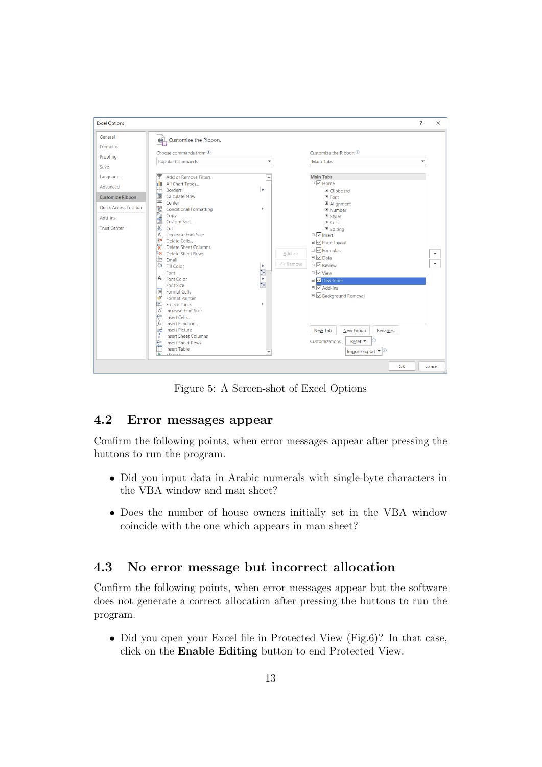Figure 5: A Screen-shot of Excel Options

## 4.2 Error messages appear

Confirm the following points, when error messages appear after pressing the buttons to run the program.

- Did you input data in Arabic numerals with single-byte characters in the VBA window and man sheet?
- Does the number of house owners initially set in the VBA window coincide with the one which appears in man sheet?

## 4.3 No error message but incorrect allocation

Confirm the following points, when error messages appear but the software does not generate a correct allocation after pressing the buttons to run the program.

- Did you open your Excel file in Protected View (Fig.6)? In that case, click on the **Enable Editing** button to end Protected View.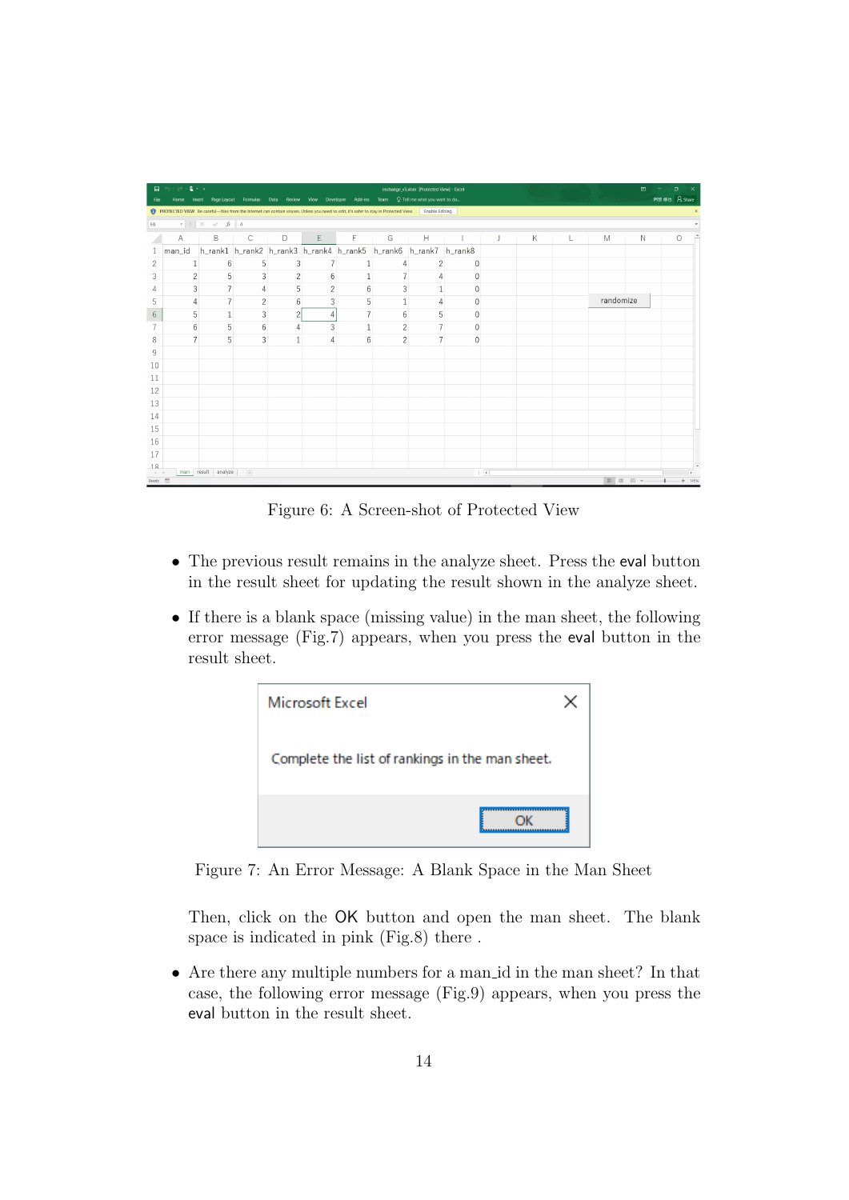Figure 6: A Screen-shot of Protected View

- The previous result remains in the analyze sheet. Press the eval button in the result sheet for updating the result shown in the analyze sheet.
- If there is a blank space (missing value) in the man sheet, the following error message (Fig.7) appears, when you press the eval button in the result sheet.

Figure 7: An Error Message: A Blank Space in the Man Sheet

Then, click on the OK button and open the man sheet. The blank space is indicated in pink (Fig.8) there .

- Are there any multiple numbers for a man_id in the man sheet? In that case, the following error message (Fig.9) appears, when you press the eval button in the result sheet.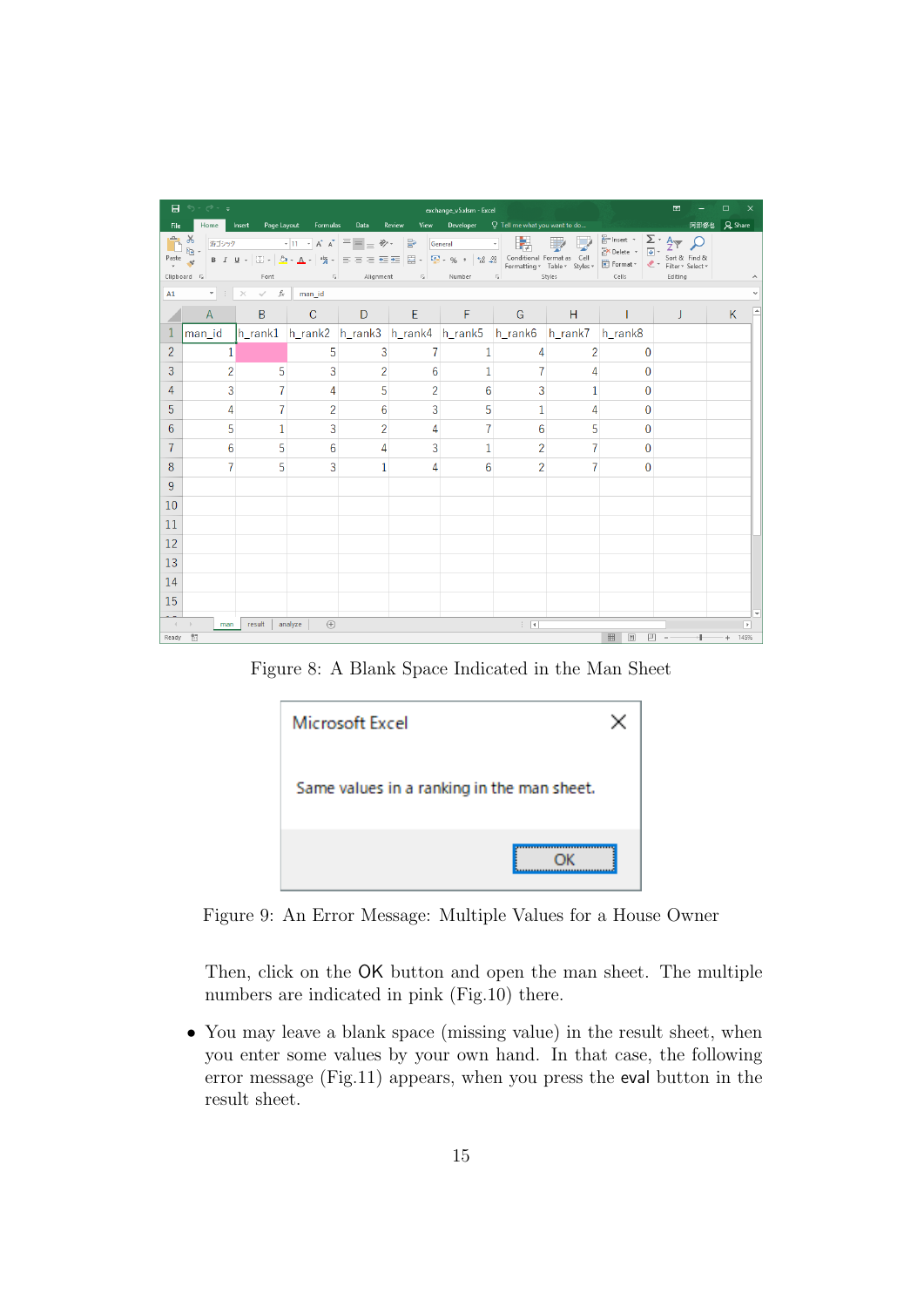Figure 8: A Blank Space Indicated in the Man Sheet

Figure 9: An Error Message: Multiple Values for a House Owner

Then, click on the OK button and open the man sheet. The multiple numbers are indicated in pink (Fig.10) there.

- You may leave a blank space (missing value) in the result sheet, when you enter some values by your own hand. In that case, the following error message (Fig.11) appears, when you press the eval button in the result sheet.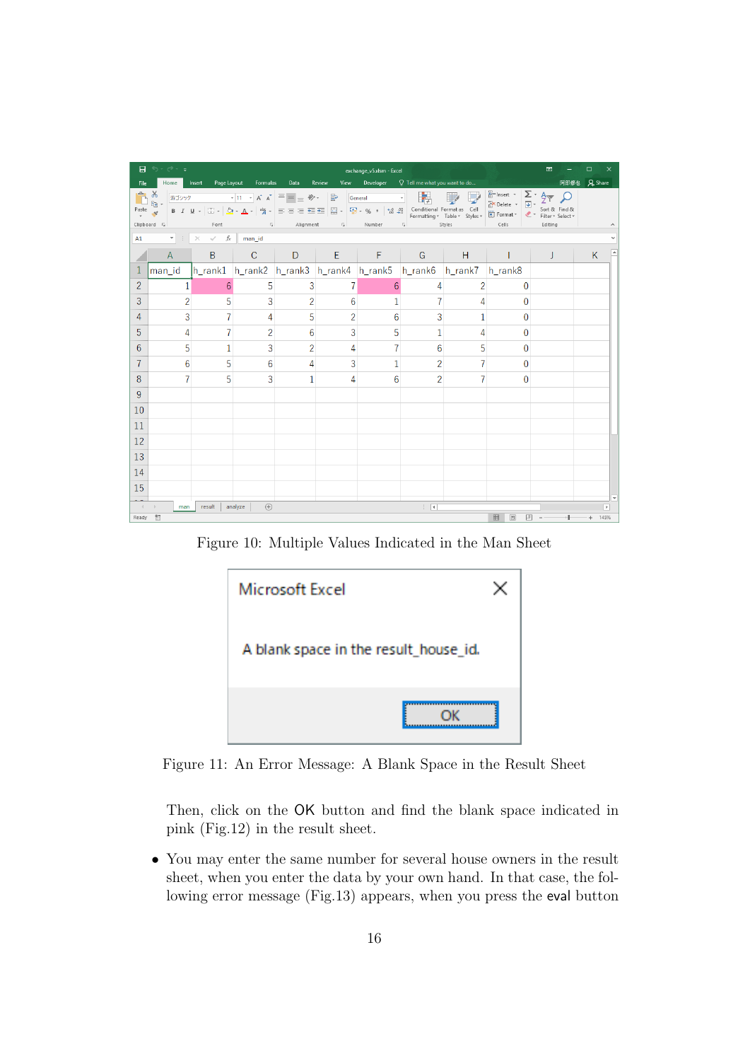Figure 10: Multiple Values Indicated in the Man Sheet

Figure 11: An Error Message: A Blank Space in the Result Sheet

Then, click on the OK button and find the blank space indicated in pink (Fig.12) in the result sheet.

- You may enter the same number for several house owners in the result sheet, when you enter the data by your own hand. In that case, the following error message (Fig.13) appears, when you press the eval button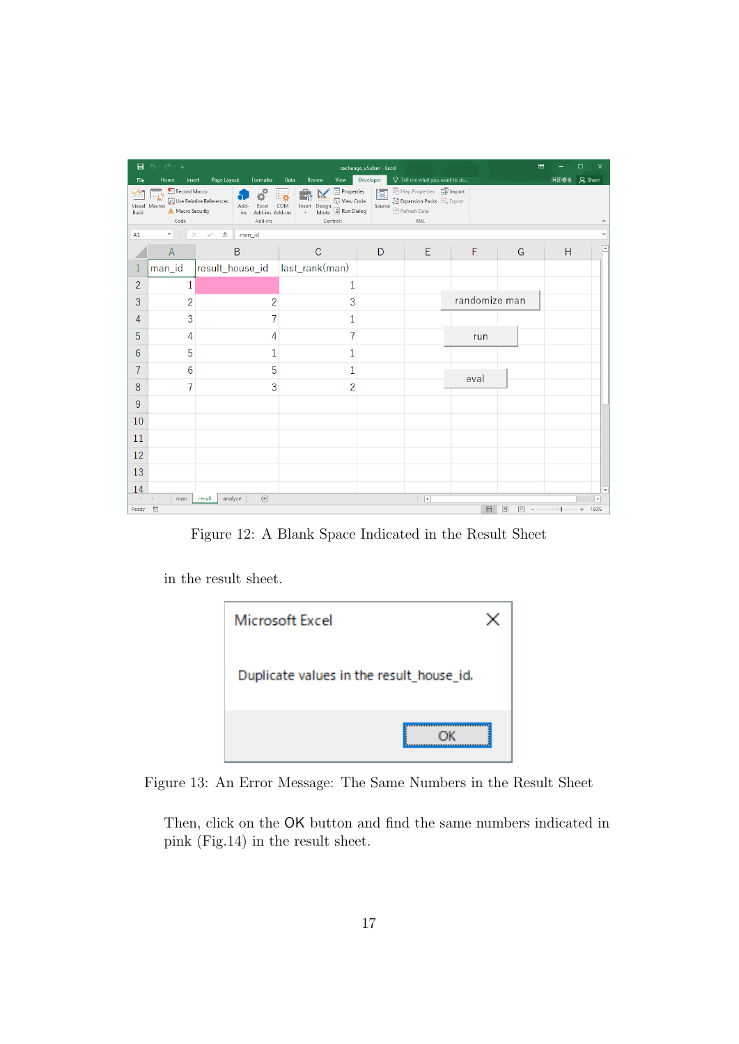Figure 12: A Blank Space Indicated in the Result Sheet

in the result sheet.

Figure 13: An Error Message: The Same Numbers in the Result Sheet

Then, click on the OK button and find the same numbers indicated in pink (Fig.14) in the result sheet.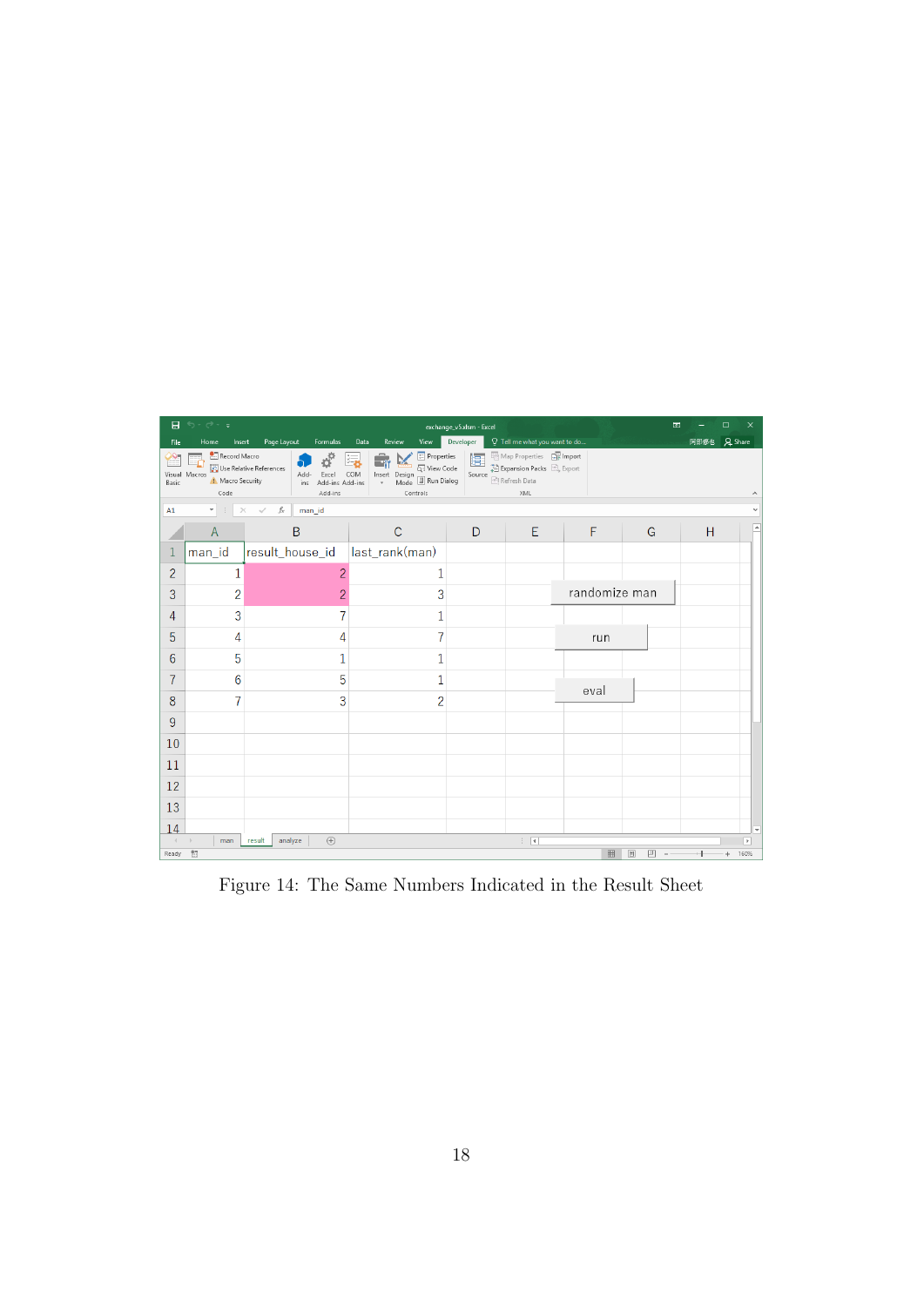| man_id | result_house_id | last_rank(man) |
|---|---|---|
| 1 | 2 | 1 |
| 2 | 2 | 3 |
| 3 | 7 | 1 |
| 4 | 4 | 7 |
| 5 | 1 | 1 |
| 6 | 5 | 1 |
| 7 | 3 | 2 |

Figure 14: The Same Numbers Indicated in the Result Sheet